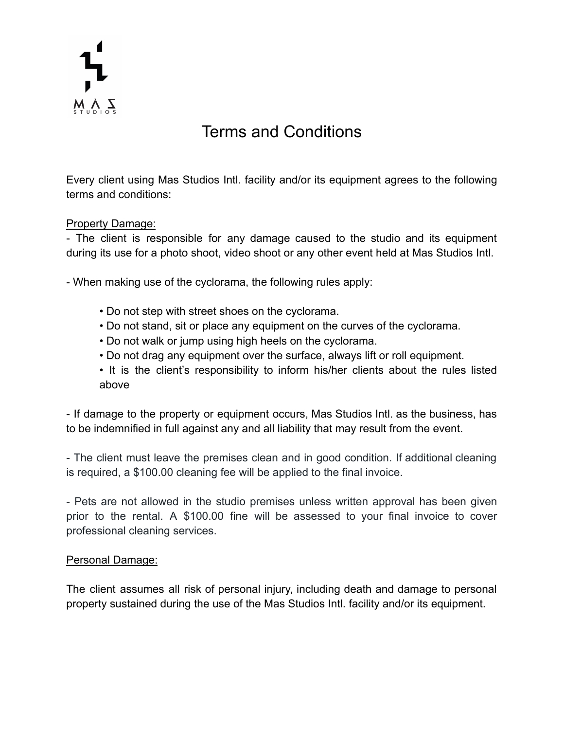# Terms and Conditions

Every client using Mas Studios Intl. facility and/or its equipment agrees to the following terms and conditions:

<u>Property Damage:</u>

- The client is responsible for any damage caused to the studio and its equipment during its use for a photo shoot, video shoot or any other event held at Mas Studios Intl.

- When making use of the cyclorama, the following rules apply:

  • Do not step with street shoes on the cyclorama.
  • Do not stand, sit or place any equipment on the curves of the cyclorama.
  • Do not walk or jump using high heels on the cyclorama.
  • Do not drag any equipment over the surface, always lift or roll equipment.
  • It is the client's responsibility to inform his/her clients about the rules listed above

- If damage to the property or equipment occurs, Mas Studios Intl. as the business, has to be indemnified in full against any and all liability that may result from the event.

- The client must leave the premises clean and in good condition. If additional cleaning is required, a $100.00 cleaning fee will be applied to the final invoice.

- Pets are not allowed in the studio premises unless written approval has been given prior to the rental. A $100.00 fine will be assessed to your final invoice to cover professional cleaning services.

<u>Personal Damage:</u>

The client assumes all risk of personal injury, including death and damage to personal property sustained during the use of the Mas Studios Intl. facility and/or its equipment.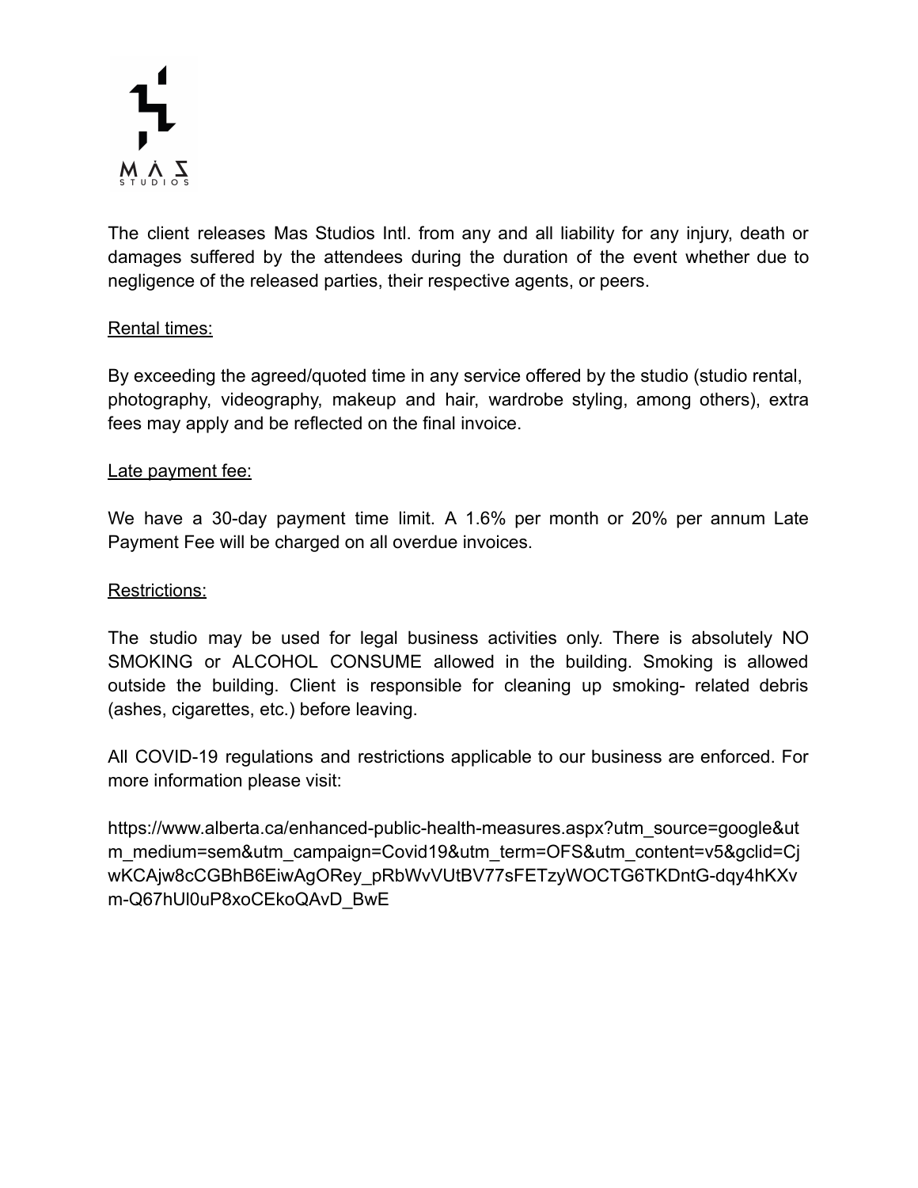The client releases Mas Studios Intl. from any and all liability for any injury, death or damages suffered by the attendees during the duration of the event whether due to negligence of the released parties, their respective agents, or peers.

Rental times:

By exceeding the agreed/quoted time in any service offered by the studio (studio rental, photography, videography, makeup and hair, wardrobe styling, among others), extra fees may apply and be reflected on the final invoice.

Late payment fee:

We have a 30-day payment time limit. A 1.6% per month or 20% per annum Late Payment Fee will be charged on all overdue invoices.

Restrictions:

The studio may be used for legal business activities only. There is absolutely NO SMOKING or ALCOHOL CONSUME allowed in the building. Smoking is allowed outside the building. Client is responsible for cleaning up smoking- related debris (ashes, cigarettes, etc.) before leaving.

All COVID-19 regulations and restrictions applicable to our business are enforced. For more information please visit:

https://www.alberta.ca/enhanced-public-health-measures.aspx?utm_source=google&utm_medium=sem&utm_campaign=Covid19&utm_term=OFS&utm_content=v5&gclid=CjwKCAjw8cCGBhB6EiwAgORey_pRbWvVUtBV77sFETzyWOCTG6TKDntG-dqy4hKXvm-Q67hUl0uP8xoCEkoQAvD_BwE